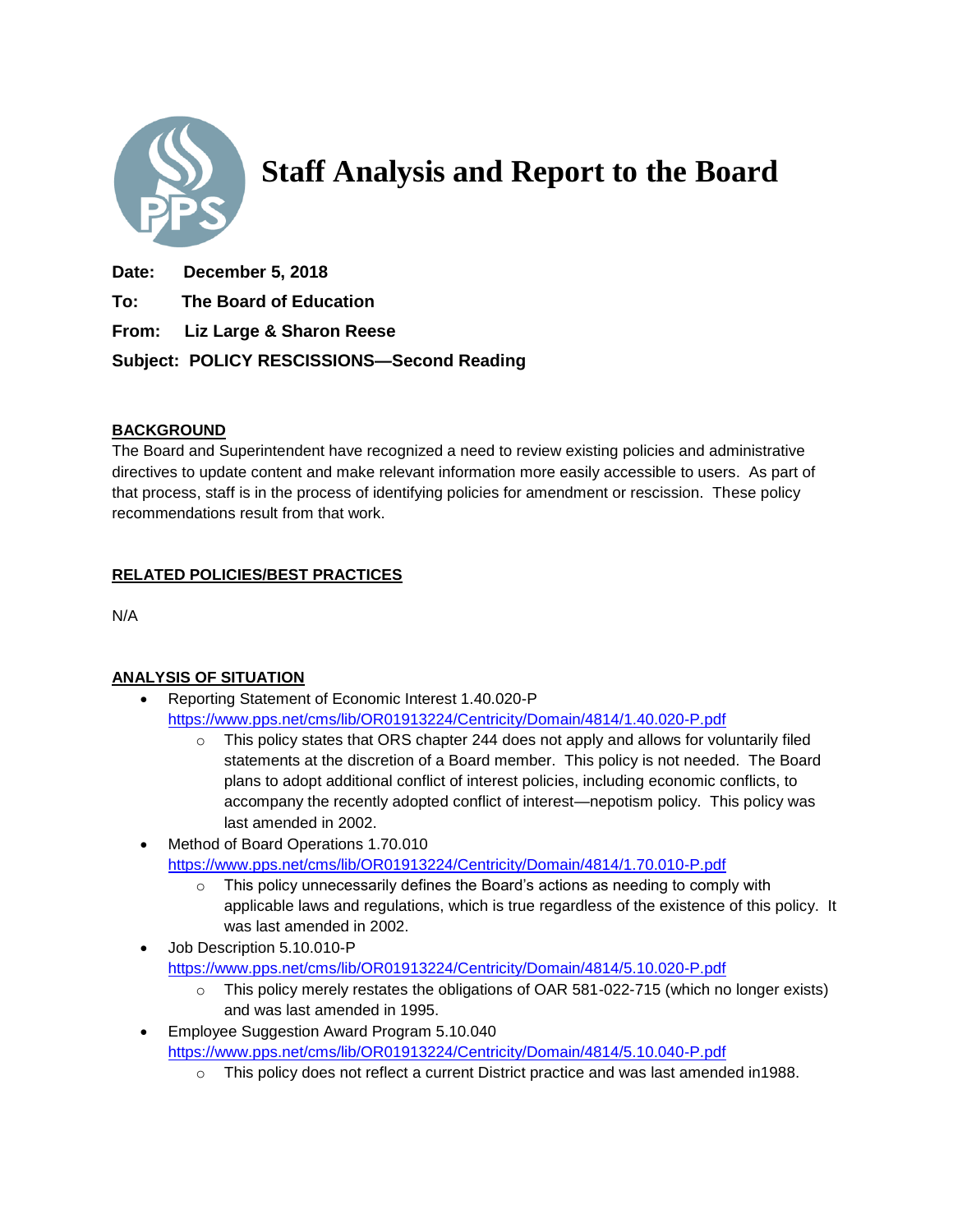# Staff Analysis and Report to the Board

**Date:** December 5, 2018

**To:** The Board of Education

**From:** Liz Large & Sharon Reese

**Subject:** POLICY RESCISSIONS—Second Reading

## BACKGROUND

The Board and Superintendent have recognized a need to review existing policies and administrative directives to update content and make relevant information more easily accessible to users. As part of that process, staff is in the process of identifying policies for amendment or rescission. These policy recommendations result from that work.

## RELATED POLICIES/BEST PRACTICES

N/A

## ANALYSIS OF SITUATION

- Reporting Statement of Economic Interest 1.40.020-P
  https://www.pps.net/cms/lib/OR01913224/Centricity/Domain/4814/1.40.020-P.pdf
  - This policy states that ORS chapter 244 does not apply and allows for voluntarily filed statements at the discretion of a Board member. This policy is not needed. The Board plans to adopt additional conflict of interest policies, including economic conflicts, to accompany the recently adopted conflict of interest—nepotism policy. This policy was last amended in 2002.
- Method of Board Operations 1.70.010
  https://www.pps.net/cms/lib/OR01913224/Centricity/Domain/4814/1.70.010-P.pdf
  - This policy unnecessarily defines the Board's actions as needing to comply with applicable laws and regulations, which is true regardless of the existence of this policy. It was last amended in 2002.
- Job Description 5.10.010-P
  https://www.pps.net/cms/lib/OR01913224/Centricity/Domain/4814/5.10.020-P.pdf
  - This policy merely restates the obligations of OAR 581-022-715 (which no longer exists) and was last amended in 1995.
- Employee Suggestion Award Program 5.10.040
  https://www.pps.net/cms/lib/OR01913224/Centricity/Domain/4814/5.10.040-P.pdf
  - This policy does not reflect a current District practice and was last amended in1988.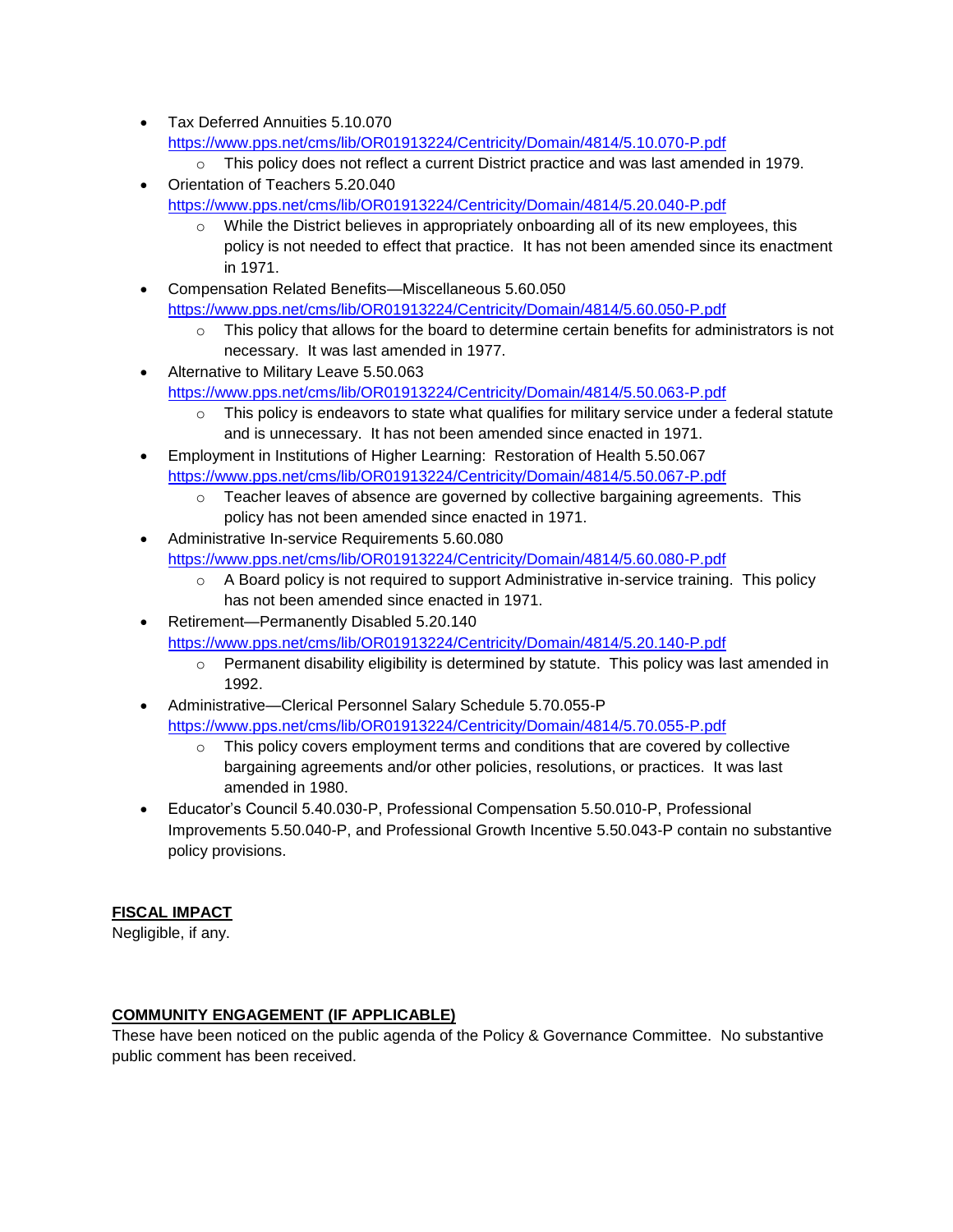- Tax Deferred Annuities 5.10.070
  https://www.pps.net/cms/lib/OR01913224/Centricity/Domain/4814/5.10.070-P.pdf
  - This policy does not reflect a current District practice and was last amended in 1979.
- Orientation of Teachers 5.20.040
  https://www.pps.net/cms/lib/OR01913224/Centricity/Domain/4814/5.20.040-P.pdf
  - While the District believes in appropriately onboarding all of its new employees, this policy is not needed to effect that practice. It has not been amended since its enactment in 1971.
- Compensation Related Benefits—Miscellaneous 5.60.050
  https://www.pps.net/cms/lib/OR01913224/Centricity/Domain/4814/5.60.050-P.pdf
  - This policy that allows for the board to determine certain benefits for administrators is not necessary. It was last amended in 1977.
- Alternative to Military Leave 5.50.063
  https://www.pps.net/cms/lib/OR01913224/Centricity/Domain/4814/5.50.063-P.pdf
  - This policy is endeavors to state what qualifies for military service under a federal statute and is unnecessary. It has not been amended since enacted in 1971.
- Employment in Institutions of Higher Learning: Restoration of Health 5.50.067
  https://www.pps.net/cms/lib/OR01913224/Centricity/Domain/4814/5.50.067-P.pdf
  - Teacher leaves of absence are governed by collective bargaining agreements. This policy has not been amended since enacted in 1971.
- Administrative In-service Requirements 5.60.080
  https://www.pps.net/cms/lib/OR01913224/Centricity/Domain/4814/5.60.080-P.pdf
  - A Board policy is not required to support Administrative in-service training. This policy has not been amended since enacted in 1971.
- Retirement—Permanently Disabled 5.20.140
  https://www.pps.net/cms/lib/OR01913224/Centricity/Domain/4814/5.20.140-P.pdf
  - Permanent disability eligibility is determined by statute. This policy was last amended in 1992.
- Administrative—Clerical Personnel Salary Schedule 5.70.055-P
  https://www.pps.net/cms/lib/OR01913224/Centricity/Domain/4814/5.70.055-P.pdf
  - This policy covers employment terms and conditions that are covered by collective bargaining agreements and/or other policies, resolutions, or practices. It was last amended in 1980.
- Educator's Council 5.40.030-P, Professional Compensation 5.50.010-P, Professional Improvements 5.50.040-P, and Professional Growth Incentive 5.50.043-P contain no substantive policy provisions.

**FISCAL IMPACT**

Negligible, if any.

**COMMUNITY ENGAGEMENT (IF APPLICABLE)**

These have been noticed on the public agenda of the Policy & Governance Committee. No substantive public comment has been received.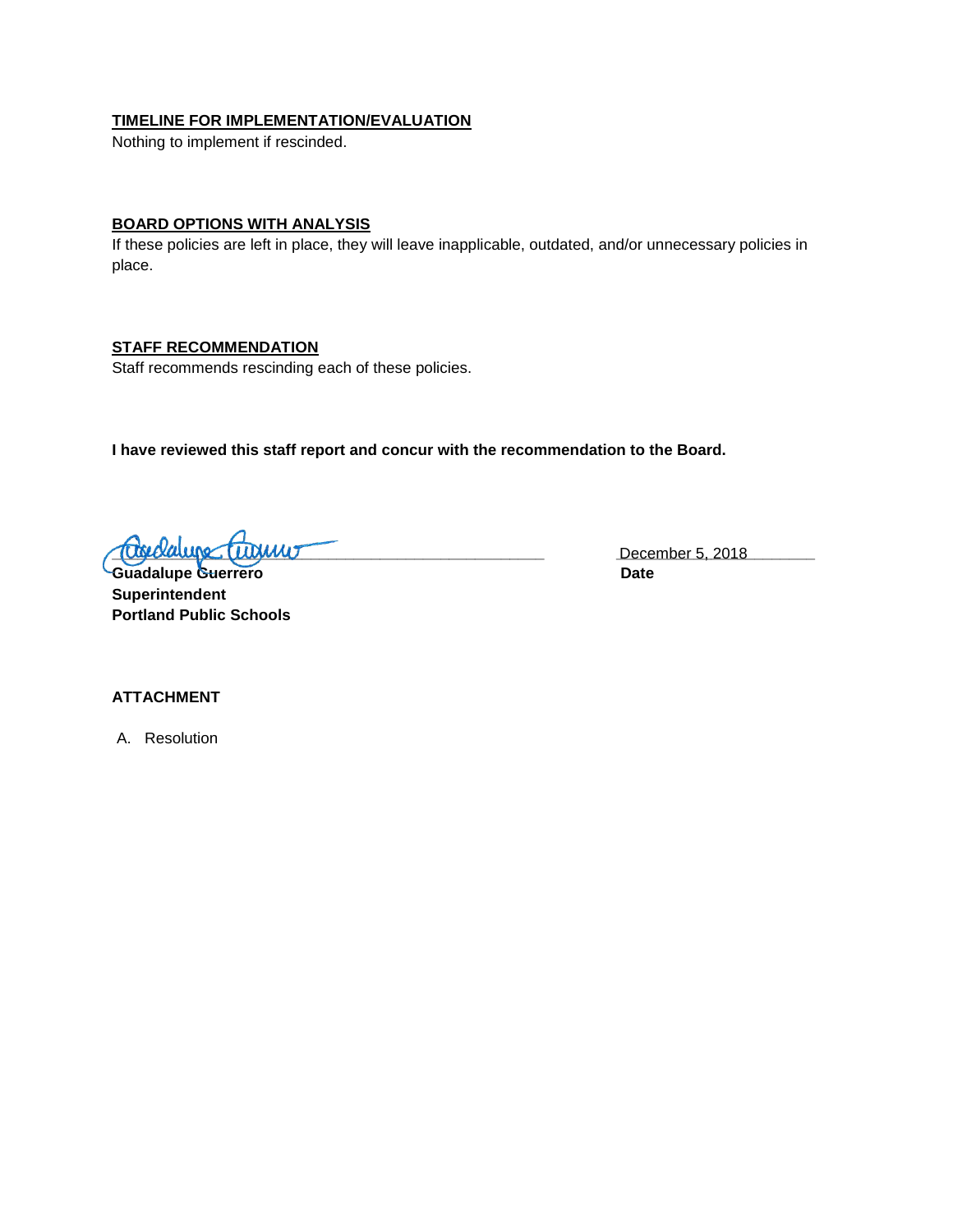**TIMELINE FOR IMPLEMENTATION/EVALUATION**

Nothing to implement if rescinded.

**BOARD OPTIONS WITH ANALYSIS**

If these policies are left in place, they will leave inapplicable, outdated, and/or unnecessary policies in place.

**STAFF RECOMMENDATION**

Staff recommends rescinding each of these policies.

**I have reviewed this staff report and concur with the recommendation to the Board.**

**Guadalupe Guerrero**
**Superintendent**
**Portland Public Schools**

December 5, 2018
**Date**

**ATTACHMENT**

A. Resolution